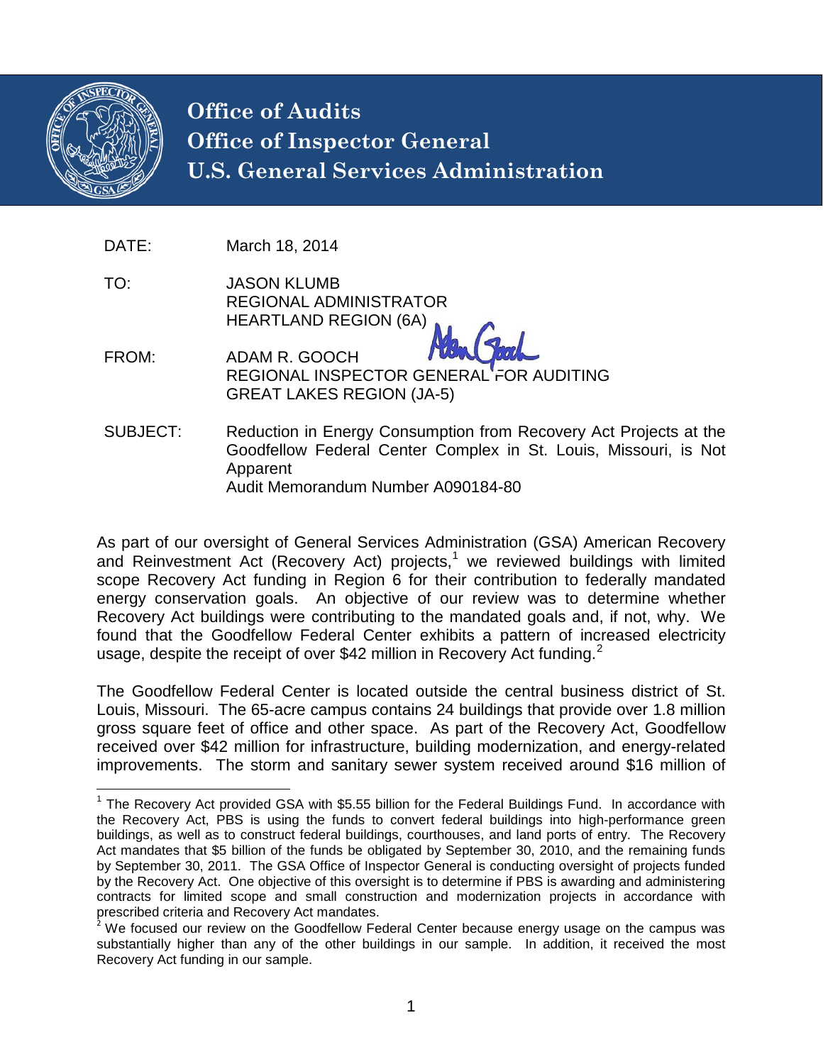**Office of Audits**
**Office of Inspector General**
**U.S. General Services Administration**

DATE: March 18, 2014

TO: JASON KLUMB
REGIONAL ADMINISTRATOR
HEARTLAND REGION (6A)

FROM: ADAM R. GOOCH
REGIONAL INSPECTOR GENERAL FOR AUDITING
GREAT LAKES REGION (JA-5)

SUBJECT: Reduction in Energy Consumption from Recovery Act Projects at the Goodfellow Federal Center Complex in St. Louis, Missouri, is Not Apparent
Audit Memorandum Number A090184-80

As part of our oversight of General Services Administration (GSA) American Recovery and Reinvestment Act (Recovery Act) projects,[1] we reviewed buildings with limited scope Recovery Act funding in Region 6 for their contribution to federally mandated energy conservation goals. An objective of our review was to determine whether Recovery Act buildings were contributing to the mandated goals and, if not, why. We found that the Goodfellow Federal Center exhibits a pattern of increased electricity usage, despite the receipt of over $42 million in Recovery Act funding.[2]

The Goodfellow Federal Center is located outside the central business district of St. Louis, Missouri. The 65-acre campus contains 24 buildings that provide over 1.8 million gross square feet of office and other space. As part of the Recovery Act, Goodfellow received over $42 million for infrastructure, building modernization, and energy-related improvements. The storm and sanitary sewer system received around $16 million of

---

[1] The Recovery Act provided GSA with $5.55 billion for the Federal Buildings Fund. In accordance with the Recovery Act, PBS is using the funds to convert federal buildings into high-performance green buildings, as well as to construct federal buildings, courthouses, and land ports of entry. The Recovery Act mandates that $5 billion of the funds be obligated by September 30, 2010, and the remaining funds by September 30, 2011. The GSA Office of Inspector General is conducting oversight of projects funded by the Recovery Act. One objective of this oversight is to determine if PBS is awarding and administering contracts for limited scope and small construction and modernization projects in accordance with prescribed criteria and Recovery Act mandates.

[2] We focused our review on the Goodfellow Federal Center because energy usage on the campus was substantially higher than any of the other buildings in our sample. In addition, it received the most Recovery Act funding in our sample.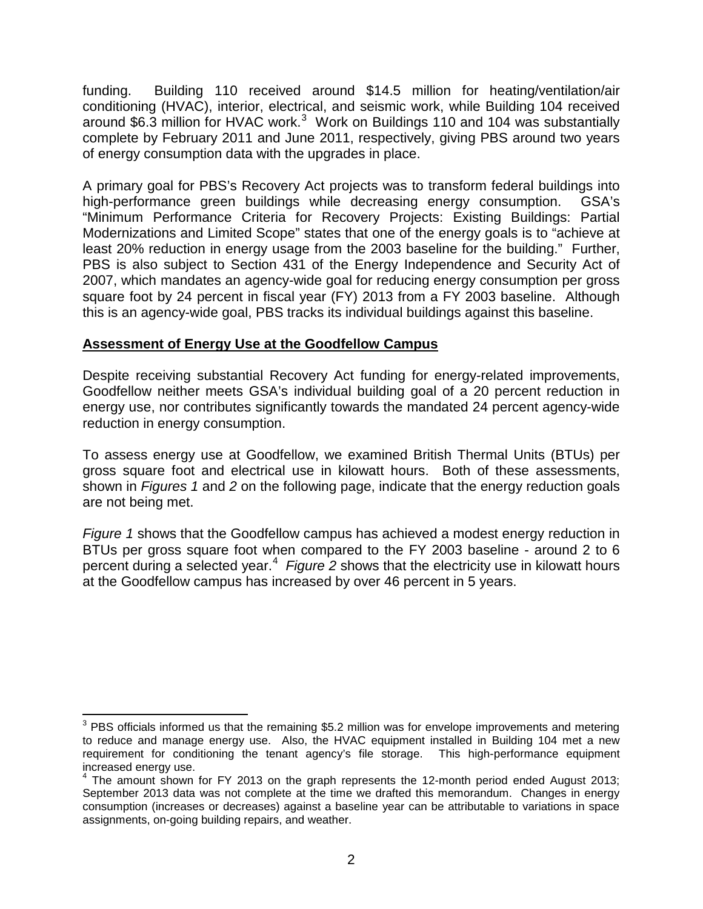funding. Building 110 received around $14.5 million for heating/ventilation/air conditioning (HVAC), interior, electrical, and seismic work, while Building 104 received around $6.3 million for HVAC work.[3] Work on Buildings 110 and 104 was substantially complete by February 2011 and June 2011, respectively, giving PBS around two years of energy consumption data with the upgrades in place.

A primary goal for PBS's Recovery Act projects was to transform federal buildings into high-performance green buildings while decreasing energy consumption. GSA's "Minimum Performance Criteria for Recovery Projects: Existing Buildings: Partial Modernizations and Limited Scope" states that one of the energy goals is to "achieve at least 20% reduction in energy usage from the 2003 baseline for the building." Further, PBS is also subject to Section 431 of the Energy Independence and Security Act of 2007, which mandates an agency-wide goal for reducing energy consumption per gross square foot by 24 percent in fiscal year (FY) 2013 from a FY 2003 baseline. Although this is an agency-wide goal, PBS tracks its individual buildings against this baseline.

## Assessment of Energy Use at the Goodfellow Campus

Despite receiving substantial Recovery Act funding for energy-related improvements, Goodfellow neither meets GSA's individual building goal of a 20 percent reduction in energy use, nor contributes significantly towards the mandated 24 percent agency-wide reduction in energy consumption.

To assess energy use at Goodfellow, we examined British Thermal Units (BTUs) per gross square foot and electrical use in kilowatt hours. Both of these assessments, shown in *Figures 1* and *2* on the following page, indicate that the energy reduction goals are not being met.

*Figure 1* shows that the Goodfellow campus has achieved a modest energy reduction in BTUs per gross square foot when compared to the FY 2003 baseline - around 2 to 6 percent during a selected year.[4] *Figure 2* shows that the electricity use in kilowatt hours at the Goodfellow campus has increased by over 46 percent in 5 years.

---

[3] PBS officials informed us that the remaining $5.2 million was for envelope improvements and metering to reduce and manage energy use. Also, the HVAC equipment installed in Building 104 met a new requirement for conditioning the tenant agency's file storage. This high-performance equipment increased energy use.

[4] The amount shown for FY 2013 on the graph represents the 12-month period ended August 2013; September 2013 data was not complete at the time we drafted this memorandum. Changes in energy consumption (increases or decreases) against a baseline year can be attributable to variations in space assignments, on-going building repairs, and weather.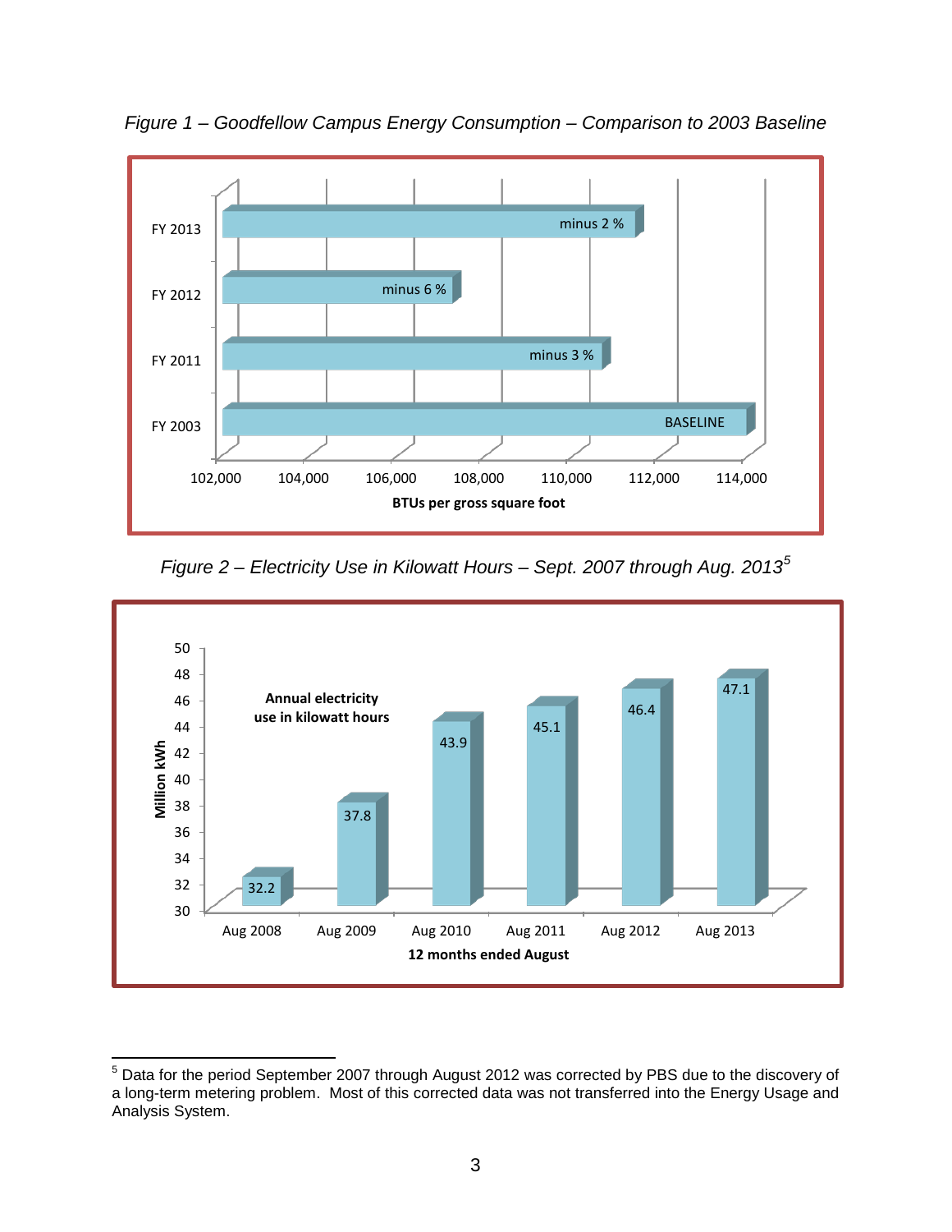*Figure 1 – Goodfellow Campus Energy Consumption – Comparison to 2003 Baseline*

| Fiscal Year | BTUs per gross square foot |
|---|---|
| FY 2013 | minus 2 % |
| FY 2012 | minus 6 % |
| FY 2011 | minus 3 % |
| FY 2003 | BASELINE |

*Figure 2 – Electricity Use in Kilowatt Hours – Sept. 2007 through Aug. 2013*[5]

Annual electricity use in kilowatt hours

| 12 months ended August | Million kWh |
|---|---|
| Aug 2008 | 32.2 |
| Aug 2009 | 37.8 |
| Aug 2010 | 43.9 |
| Aug 2011 | 45.1 |
| Aug 2012 | 46.4 |
| Aug 2013 | 47.1 |

---

[5] Data for the period September 2007 through August 2012 was corrected by PBS due to the discovery of a long-term metering problem. Most of this corrected data was not transferred into the Energy Usage and Analysis System.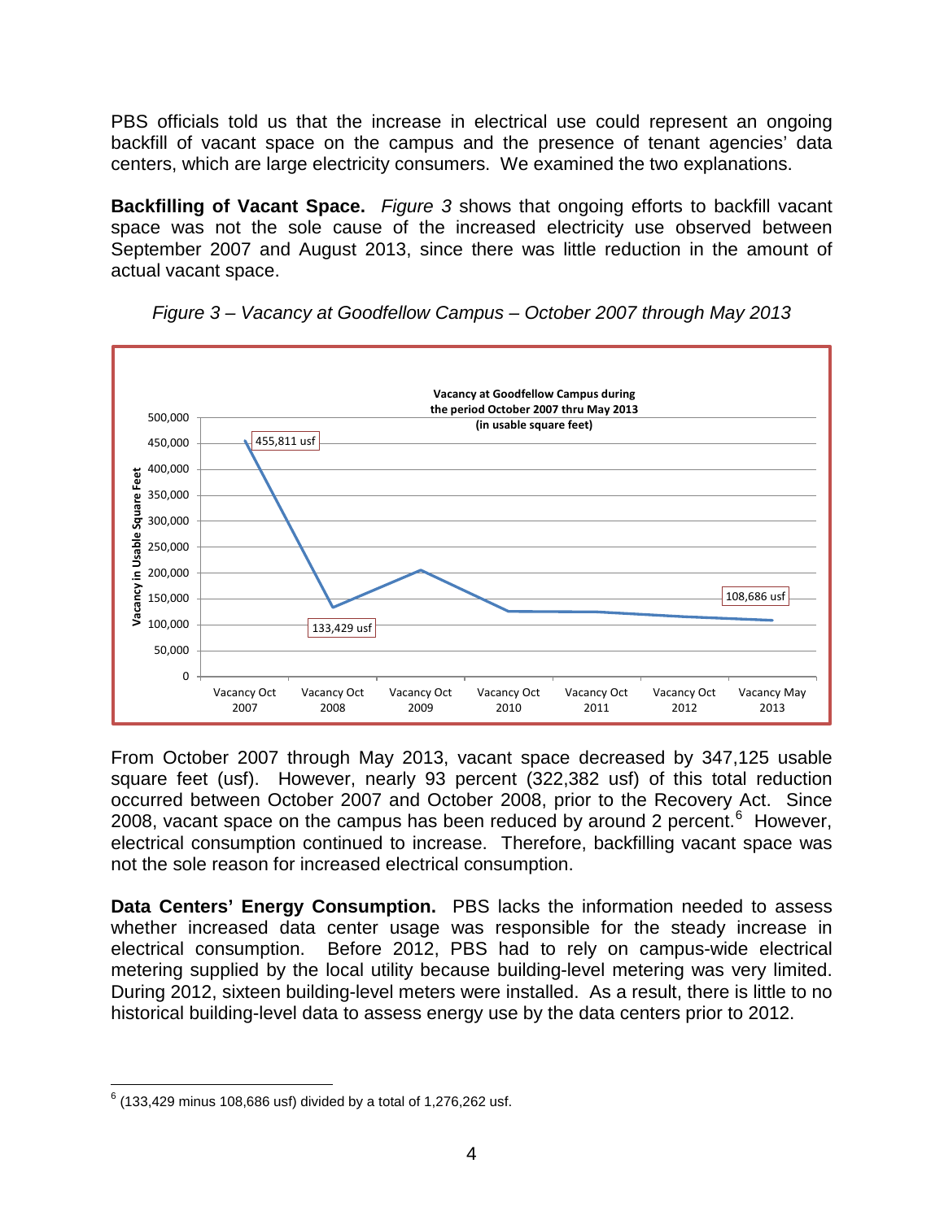PBS officials told us that the increase in electrical use could represent an ongoing backfill of vacant space on the campus and the presence of tenant agencies' data centers, which are large electricity consumers. We examined the two explanations.

**Backfilling of Vacant Space.** *Figure 3* shows that ongoing efforts to backfill vacant space was not the sole cause of the increased electricity use observed between September 2007 and August 2013, since there was little reduction in the amount of actual vacant space.

*Figure 3 – Vacancy at Goodfellow Campus – October 2007 through May 2013*

**Vacancy at Goodfellow Campus during the period October 2007 thru May 2013 (in usable square feet)**

| Period | Vacancy in Usable Square Feet |
| --- | --- |
| Vacancy Oct 2007 | 455,811 usf |
| Vacancy Oct 2008 | 133,429 usf |
| Vacancy Oct 2009 | |
| Vacancy Oct 2010 | |
| Vacancy Oct 2011 | |
| Vacancy Oct 2012 | |
| Vacancy May 2013 | 108,686 usf |

From October 2007 through May 2013, vacant space decreased by 347,125 usable square feet (usf). However, nearly 93 percent (322,382 usf) of this total reduction occurred between October 2007 and October 2008, prior to the Recovery Act. Since 2008, vacant space on the campus has been reduced by around 2 percent.[6] However, electrical consumption continued to increase. Therefore, backfilling vacant space was not the sole reason for increased electrical consumption.

**Data Centers' Energy Consumption.** PBS lacks the information needed to assess whether increased data center usage was responsible for the steady increase in electrical consumption. Before 2012, PBS had to rely on campus-wide electrical metering supplied by the local utility because building-level metering was very limited. During 2012, sixteen building-level meters were installed. As a result, there is little to no historical building-level data to assess energy use by the data centers prior to 2012.

[6] (133,429 minus 108,686 usf) divided by a total of 1,276,262 usf.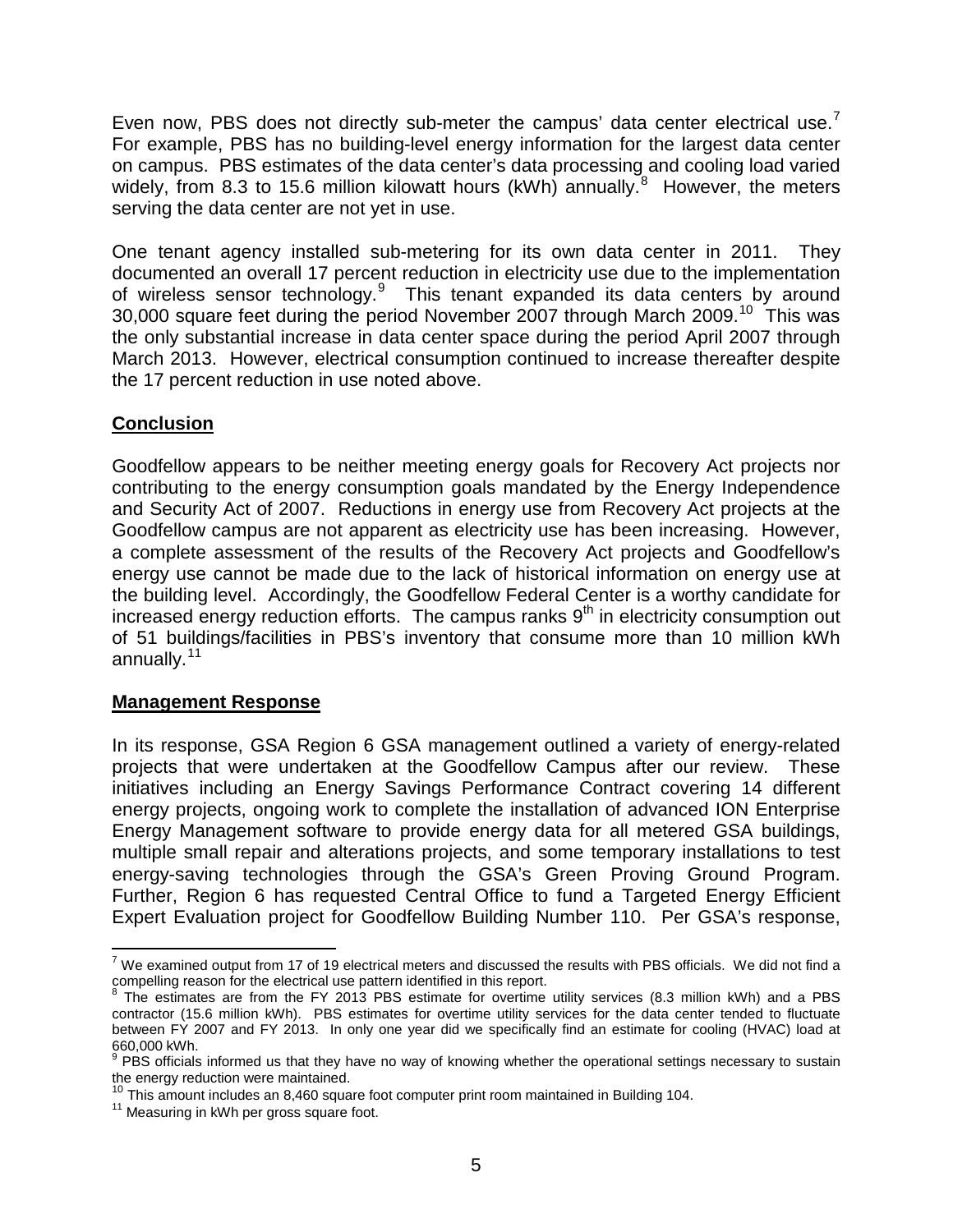Even now, PBS does not directly sub-meter the campus' data center electrical use.[7] For example, PBS has no building-level energy information for the largest data center on campus. PBS estimates of the data center's data processing and cooling load varied widely, from 8.3 to 15.6 million kilowatt hours (kWh) annually.[8] However, the meters serving the data center are not yet in use.

One tenant agency installed sub-metering for its own data center in 2011. They documented an overall 17 percent reduction in electricity use due to the implementation of wireless sensor technology.[9] This tenant expanded its data centers by around 30,000 square feet during the period November 2007 through March 2009.[10] This was the only substantial increase in data center space during the period April 2007 through March 2013. However, electrical consumption continued to increase thereafter despite the 17 percent reduction in use noted above.

## Conclusion

Goodfellow appears to be neither meeting energy goals for Recovery Act projects nor contributing to the energy consumption goals mandated by the Energy Independence and Security Act of 2007. Reductions in energy use from Recovery Act projects at the Goodfellow campus are not apparent as electricity use has been increasing. However, a complete assessment of the results of the Recovery Act projects and Goodfellow's energy use cannot be made due to the lack of historical information on energy use at the building level. Accordingly, the Goodfellow Federal Center is a worthy candidate for increased energy reduction efforts. The campus ranks 9th in electricity consumption out of 51 buildings/facilities in PBS's inventory that consume more than 10 million kWh annually.[11]

## Management Response

In its response, GSA Region 6 GSA management outlined a variety of energy-related projects that were undertaken at the Goodfellow Campus after our review. These initiatives including an Energy Savings Performance Contract covering 14 different energy projects, ongoing work to complete the installation of advanced ION Enterprise Energy Management software to provide energy data for all metered GSA buildings, multiple small repair and alterations projects, and some temporary installations to test energy-saving technologies through the GSA's Green Proving Ground Program. Further, Region 6 has requested Central Office to fund a Targeted Energy Efficient Expert Evaluation project for Goodfellow Building Number 110. Per GSA's response,

---

[7] We examined output from 17 of 19 electrical meters and discussed the results with PBS officials. We did not find a compelling reason for the electrical use pattern identified in this report.

[8] The estimates are from the FY 2013 PBS estimate for overtime utility services (8.3 million kWh) and a PBS contractor (15.6 million kWh). PBS estimates for overtime utility services for the data center tended to fluctuate between FY 2007 and FY 2013. In only one year did we specifically find an estimate for cooling (HVAC) load at 660,000 kWh.

[9] PBS officials informed us that they have no way of knowing whether the operational settings necessary to sustain the energy reduction were maintained.

[10] This amount includes an 8,460 square foot computer print room maintained in Building 104.

[11] Measuring in kWh per gross square foot.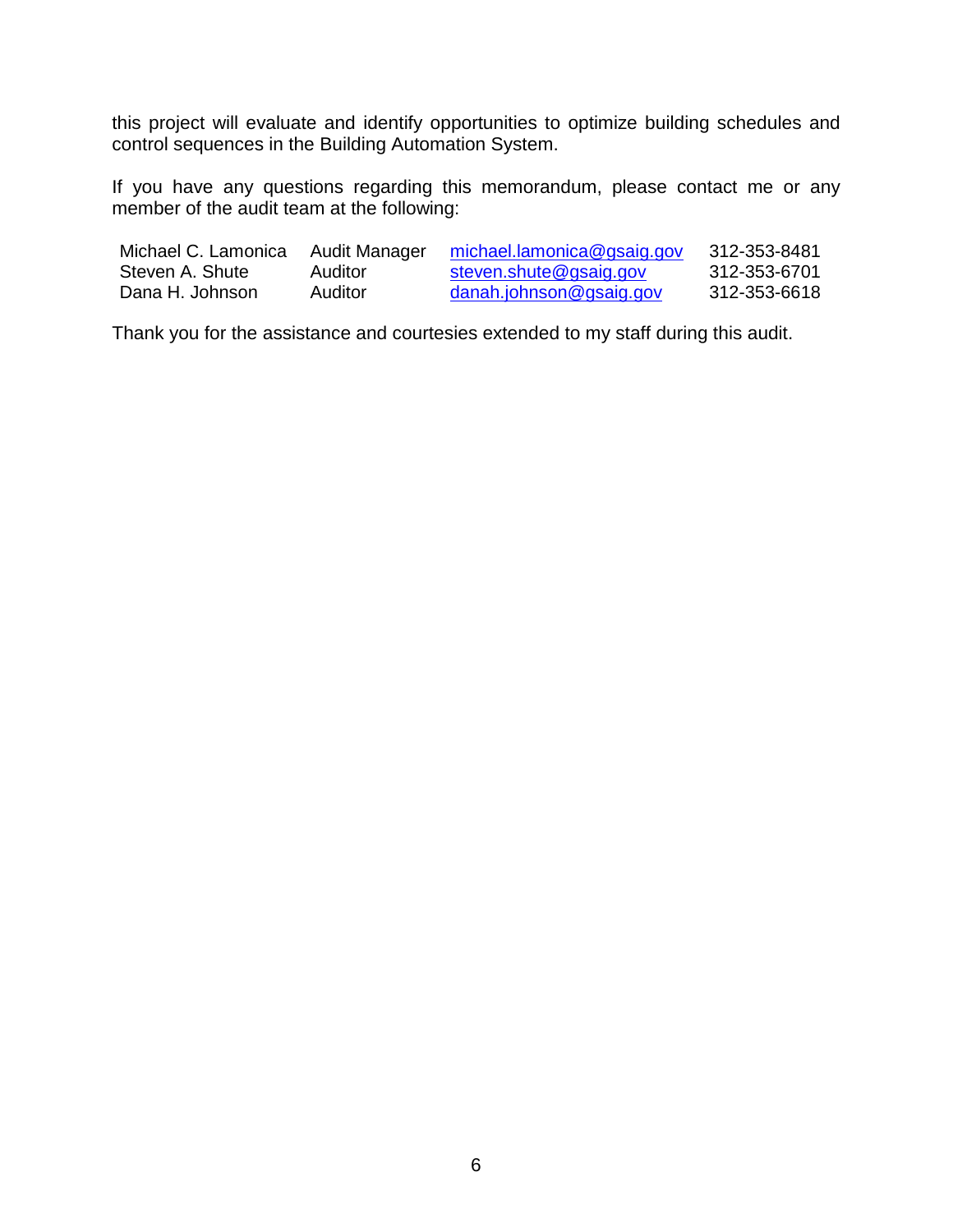this project will evaluate and identify opportunities to optimize building schedules and control sequences in the Building Automation System.

If you have any questions regarding this memorandum, please contact me or any member of the audit team at the following:

| | | | |
|---|---|---|---|
| Michael C. Lamonica | Audit Manager | michael.lamonica@gsaig.gov | 312-353-8481 |
| Steven A. Shute | Auditor | steven.shute@gsaig.gov | 312-353-6701 |
| Dana H. Johnson | Auditor | danah.johnson@gsaig.gov | 312-353-6618 |

Thank you for the assistance and courtesies extended to my staff during this audit.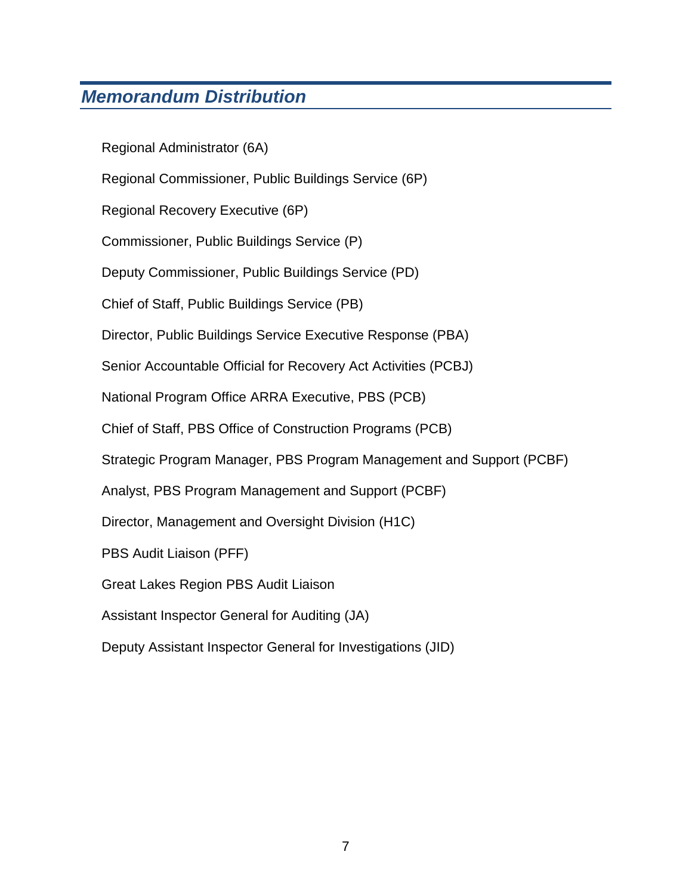## *Memorandum Distribution*

Regional Administrator (6A)

Regional Commissioner, Public Buildings Service (6P)

Regional Recovery Executive (6P)

Commissioner, Public Buildings Service (P)

Deputy Commissioner, Public Buildings Service (PD)

Chief of Staff, Public Buildings Service (PB)

Director, Public Buildings Service Executive Response (PBA)

Senior Accountable Official for Recovery Act Activities (PCBJ)

National Program Office ARRA Executive, PBS (PCB)

Chief of Staff, PBS Office of Construction Programs (PCB)

Strategic Program Manager, PBS Program Management and Support (PCBF)

Analyst, PBS Program Management and Support (PCBF)

Director, Management and Oversight Division (H1C)

PBS Audit Liaison (PFF)

Great Lakes Region PBS Audit Liaison

Assistant Inspector General for Auditing (JA)

Deputy Assistant Inspector General for Investigations (JID)